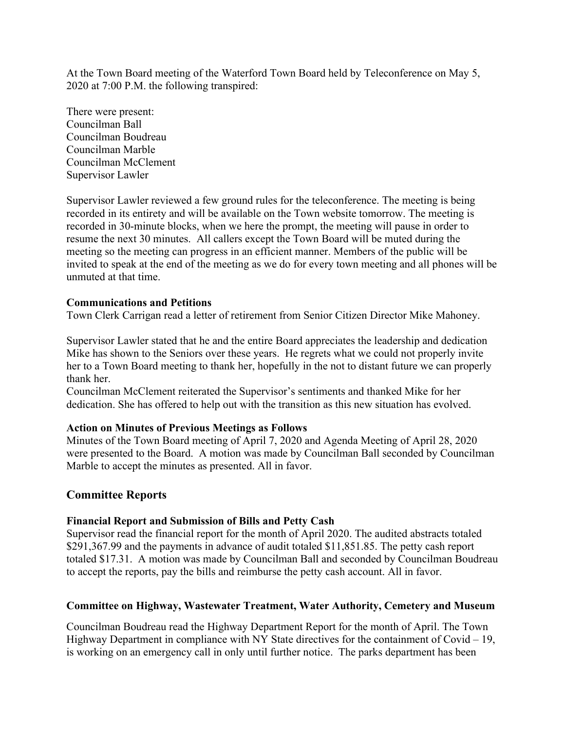At the Town Board meeting of the Waterford Town Board held by Teleconference on May 5, 2020 at 7:00 P.M. the following transpired:

There were present:
Councilman Ball
Councilman Boudreau
Councilman Marble
Councilman McClement
Supervisor Lawler

Supervisor Lawler reviewed a few ground rules for the teleconference. The meeting is being recorded in its entirety and will be available on the Town website tomorrow. The meeting is recorded in 30-minute blocks, when we here the prompt, the meeting will pause in order to resume the next 30 minutes. All callers except the Town Board will be muted during the meeting so the meeting can progress in an efficient manner. Members of the public will be invited to speak at the end of the meeting as we do for every town meeting and all phones will be unmuted at that time.

**Communications and Petitions**

Town Clerk Carrigan read a letter of retirement from Senior Citizen Director Mike Mahoney.

Supervisor Lawler stated that he and the entire Board appreciates the leadership and dedication Mike has shown to the Seniors over these years. He regrets what we could not properly invite her to a Town Board meeting to thank her, hopefully in the not to distant future we can properly thank her.

Councilman McClement reiterated the Supervisor's sentiments and thanked Mike for her dedication. She has offered to help out with the transition as this new situation has evolved.

**Action on Minutes of Previous Meetings as Follows**

Minutes of the Town Board meeting of April 7, 2020 and Agenda Meeting of April 28, 2020 were presented to the Board. A motion was made by Councilman Ball seconded by Councilman Marble to accept the minutes as presented. All in favor.

## Committee Reports

**Financial Report and Submission of Bills and Petty Cash**

Supervisor read the financial report for the month of April 2020. The audited abstracts totaled $291,367.99 and the payments in advance of audit totaled $11,851.85. The petty cash report totaled $17.31. A motion was made by Councilman Ball and seconded by Councilman Boudreau to accept the reports, pay the bills and reimburse the petty cash account. All in favor.

**Committee on Highway, Wastewater Treatment, Water Authority, Cemetery and Museum**

Councilman Boudreau read the Highway Department Report for the month of April. The Town Highway Department in compliance with NY State directives for the containment of Covid – 19, is working on an emergency call in only until further notice. The parks department has been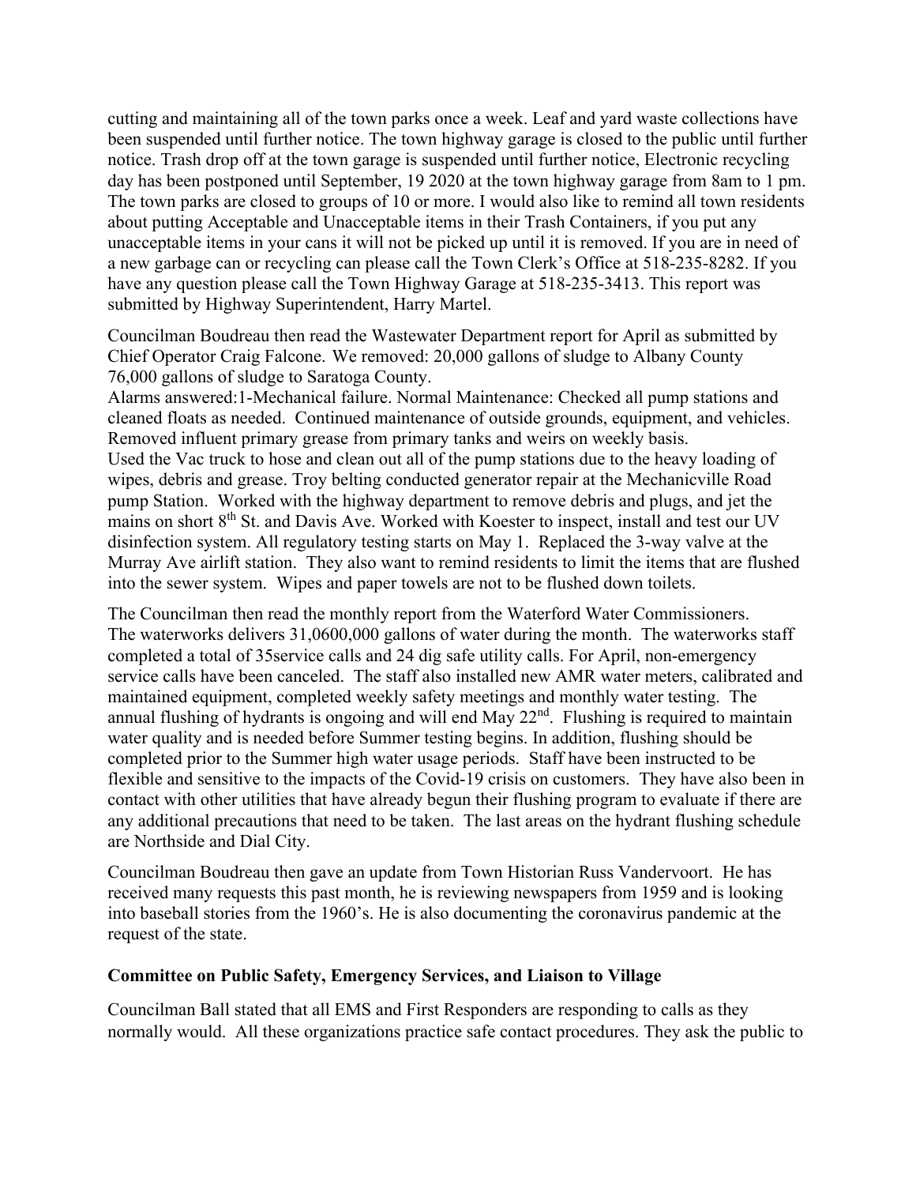cutting and maintaining all of the town parks once a week. Leaf and yard waste collections have been suspended until further notice. The town highway garage is closed to the public until further notice. Trash drop off at the town garage is suspended until further notice, Electronic recycling day has been postponed until September, 19 2020 at the town highway garage from 8am to 1 pm. The town parks are closed to groups of 10 or more. I would also like to remind all town residents about putting Acceptable and Unacceptable items in their Trash Containers, if you put any unacceptable items in your cans it will not be picked up until it is removed. If you are in need of a new garbage can or recycling can please call the Town Clerk's Office at 518-235-8282. If you have any question please call the Town Highway Garage at 518-235-3413. This report was submitted by Highway Superintendent, Harry Martel.

Councilman Boudreau then read the Wastewater Department report for April as submitted by Chief Operator Craig Falcone. We removed: 20,000 gallons of sludge to Albany County 76,000 gallons of sludge to Saratoga County.
Alarms answered:1-Mechanical failure. Normal Maintenance: Checked all pump stations and cleaned floats as needed. Continued maintenance of outside grounds, equipment, and vehicles. Removed influent primary grease from primary tanks and weirs on weekly basis.
Used the Vac truck to hose and clean out all of the pump stations due to the heavy loading of wipes, debris and grease. Troy belting conducted generator repair at the Mechanicville Road pump Station. Worked with the highway department to remove debris and plugs, and jet the mains on short 8th St. and Davis Ave. Worked with Koester to inspect, install and test our UV disinfection system. All regulatory testing starts on May 1. Replaced the 3-way valve at the Murray Ave airlift station. They also want to remind residents to limit the items that are flushed into the sewer system. Wipes and paper towels are not to be flushed down toilets.

The Councilman then read the monthly report from the Waterford Water Commissioners. The waterworks delivers 31,0600,000 gallons of water during the month. The waterworks staff completed a total of 35service calls and 24 dig safe utility calls. For April, non-emergency service calls have been canceled. The staff also installed new AMR water meters, calibrated and maintained equipment, completed weekly safety meetings and monthly water testing. The annual flushing of hydrants is ongoing and will end May 22nd. Flushing is required to maintain water quality and is needed before Summer testing begins. In addition, flushing should be completed prior to the Summer high water usage periods. Staff have been instructed to be flexible and sensitive to the impacts of the Covid-19 crisis on customers. They have also been in contact with other utilities that have already begun their flushing program to evaluate if there are any additional precautions that need to be taken. The last areas on the hydrant flushing schedule are Northside and Dial City.

Councilman Boudreau then gave an update from Town Historian Russ Vandervoort. He has received many requests this past month, he is reviewing newspapers from 1959 and is looking into baseball stories from the 1960's. He is also documenting the coronavirus pandemic at the request of the state.

**Committee on Public Safety, Emergency Services, and Liaison to Village**

Councilman Ball stated that all EMS and First Responders are responding to calls as they normally would. All these organizations practice safe contact procedures. They ask the public to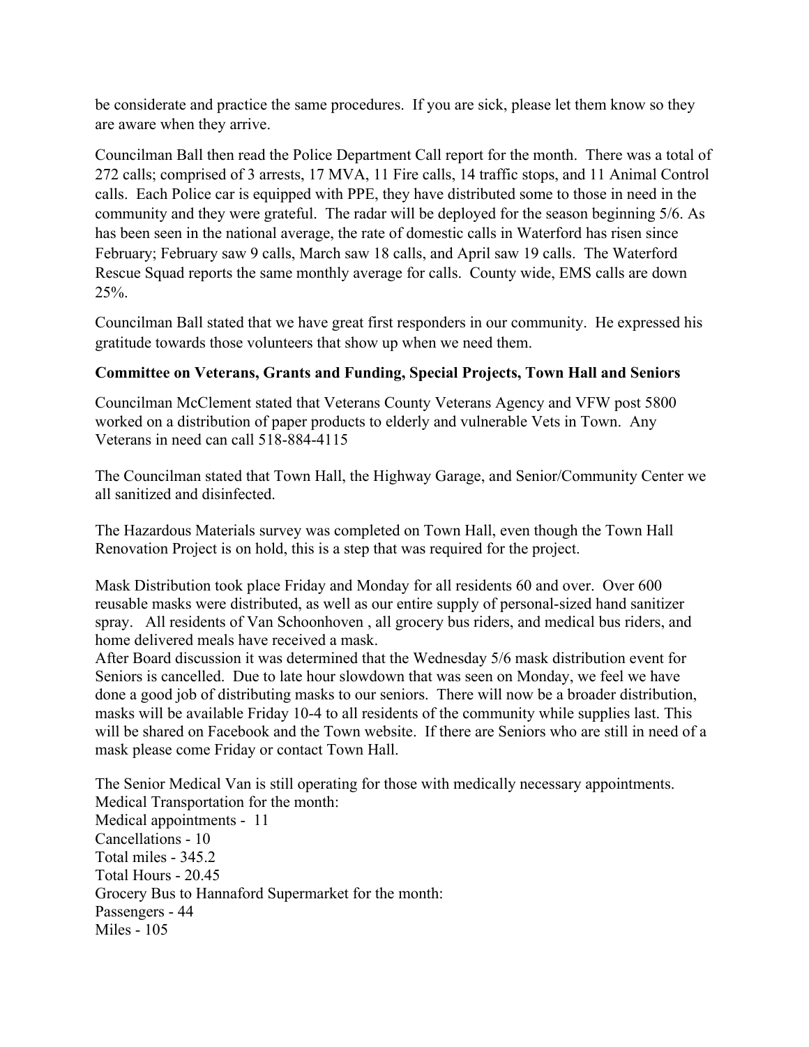be considerate and practice the same procedures. If you are sick, please let them know so they are aware when they arrive.

Councilman Ball then read the Police Department Call report for the month. There was a total of 272 calls; comprised of 3 arrests, 17 MVA, 11 Fire calls, 14 traffic stops, and 11 Animal Control calls. Each Police car is equipped with PPE, they have distributed some to those in need in the community and they were grateful. The radar will be deployed for the season beginning 5/6. As has been seen in the national average, the rate of domestic calls in Waterford has risen since February; February saw 9 calls, March saw 18 calls, and April saw 19 calls. The Waterford Rescue Squad reports the same monthly average for calls. County wide, EMS calls are down 25%.

Councilman Ball stated that we have great first responders in our community. He expressed his gratitude towards those volunteers that show up when we need them.

**Committee on Veterans, Grants and Funding, Special Projects, Town Hall and Seniors**

Councilman McClement stated that Veterans County Veterans Agency and VFW post 5800 worked on a distribution of paper products to elderly and vulnerable Vets in Town. Any Veterans in need can call 518-884-4115

The Councilman stated that Town Hall, the Highway Garage, and Senior/Community Center we all sanitized and disinfected.

The Hazardous Materials survey was completed on Town Hall, even though the Town Hall Renovation Project is on hold, this is a step that was required for the project.

Mask Distribution took place Friday and Monday for all residents 60 and over. Over 600 reusable masks were distributed, as well as our entire supply of personal-sized hand sanitizer spray. All residents of Van Schoonhoven , all grocery bus riders, and medical bus riders, and home delivered meals have received a mask.
After Board discussion it was determined that the Wednesday 5/6 mask distribution event for Seniors is cancelled. Due to late hour slowdown that was seen on Monday, we feel we have done a good job of distributing masks to our seniors. There will now be a broader distribution, masks will be available Friday 10-4 to all residents of the community while supplies last. This will be shared on Facebook and the Town website. If there are Seniors who are still in need of a mask please come Friday or contact Town Hall.

The Senior Medical Van is still operating for those with medically necessary appointments.
Medical Transportation for the month:
Medical appointments - 11
Cancellations - 10
Total miles - 345.2
Total Hours - 20.45
Grocery Bus to Hannaford Supermarket for the month:
Passengers - 44
Miles - 105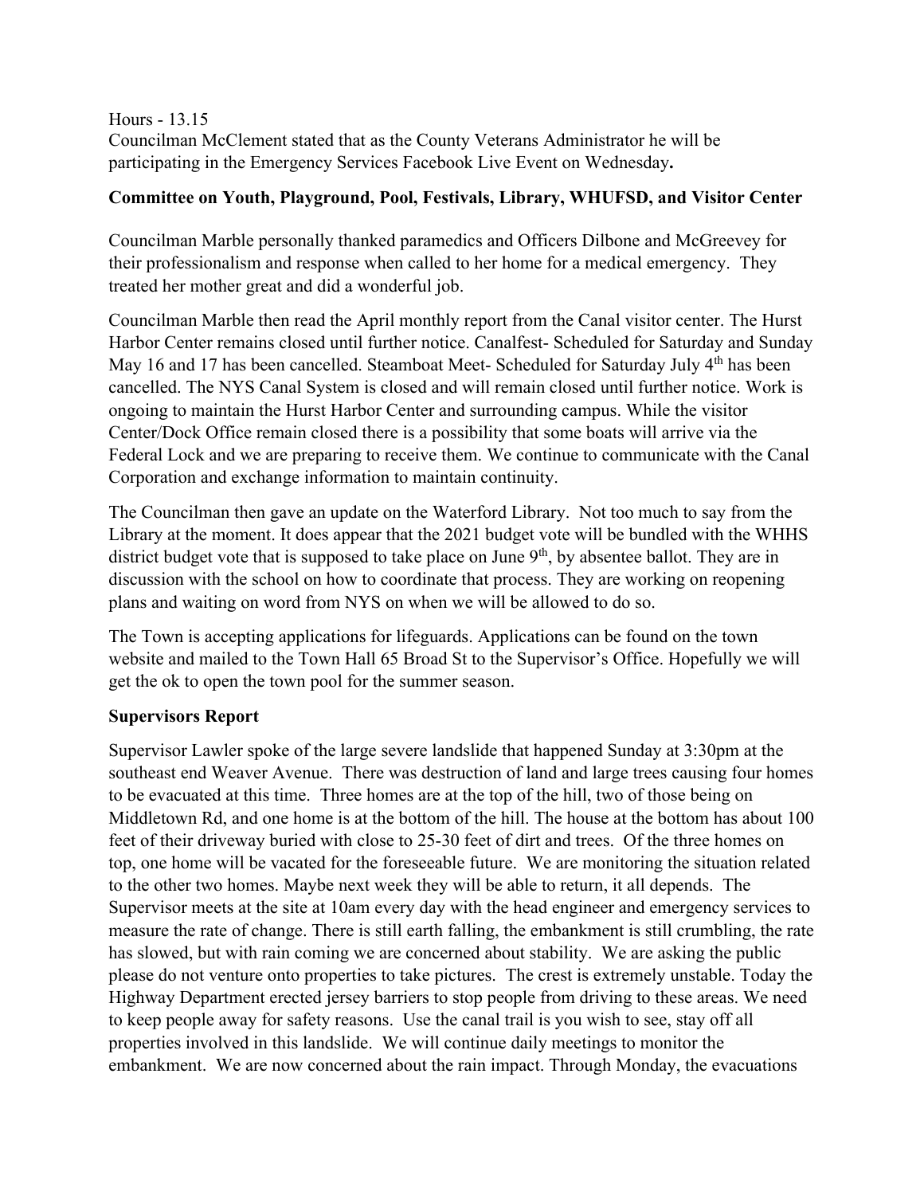Hours - 13.15
Councilman McClement stated that as the County Veterans Administrator he will be participating in the Emergency Services Facebook Live Event on Wednesday**.**

**Committee on Youth, Playground, Pool, Festivals, Library, WHUFSD, and Visitor Center**

Councilman Marble personally thanked paramedics and Officers Dilbone and McGreevey for their professionalism and response when called to her home for a medical emergency. They treated her mother great and did a wonderful job.

Councilman Marble then read the April monthly report from the Canal visitor center. The Hurst Harbor Center remains closed until further notice. Canalfest- Scheduled for Saturday and Sunday May 16 and 17 has been cancelled. Steamboat Meet- Scheduled for Saturday July 4th has been cancelled. The NYS Canal System is closed and will remain closed until further notice. Work is ongoing to maintain the Hurst Harbor Center and surrounding campus. While the visitor Center/Dock Office remain closed there is a possibility that some boats will arrive via the Federal Lock and we are preparing to receive them. We continue to communicate with the Canal Corporation and exchange information to maintain continuity.

The Councilman then gave an update on the Waterford Library. Not too much to say from the Library at the moment. It does appear that the 2021 budget vote will be bundled with the WHHS district budget vote that is supposed to take place on June 9th, by absentee ballot. They are in discussion with the school on how to coordinate that process. They are working on reopening plans and waiting on word from NYS on when we will be allowed to do so.

The Town is accepting applications for lifeguards. Applications can be found on the town website and mailed to the Town Hall 65 Broad St to the Supervisor's Office. Hopefully we will get the ok to open the town pool for the summer season.

**Supervisors Report**

Supervisor Lawler spoke of the large severe landslide that happened Sunday at 3:30pm at the southeast end Weaver Avenue. There was destruction of land and large trees causing four homes to be evacuated at this time. Three homes are at the top of the hill, two of those being on Middletown Rd, and one home is at the bottom of the hill. The house at the bottom has about 100 feet of their driveway buried with close to 25-30 feet of dirt and trees. Of the three homes on top, one home will be vacated for the foreseeable future. We are monitoring the situation related to the other two homes. Maybe next week they will be able to return, it all depends. The Supervisor meets at the site at 10am every day with the head engineer and emergency services to measure the rate of change. There is still earth falling, the embankment is still crumbling, the rate has slowed, but with rain coming we are concerned about stability. We are asking the public please do not venture onto properties to take pictures. The crest is extremely unstable. Today the Highway Department erected jersey barriers to stop people from driving to these areas. We need to keep people away for safety reasons. Use the canal trail is you wish to see, stay off all properties involved in this landslide. We will continue daily meetings to monitor the embankment. We are now concerned about the rain impact. Through Monday, the evacuations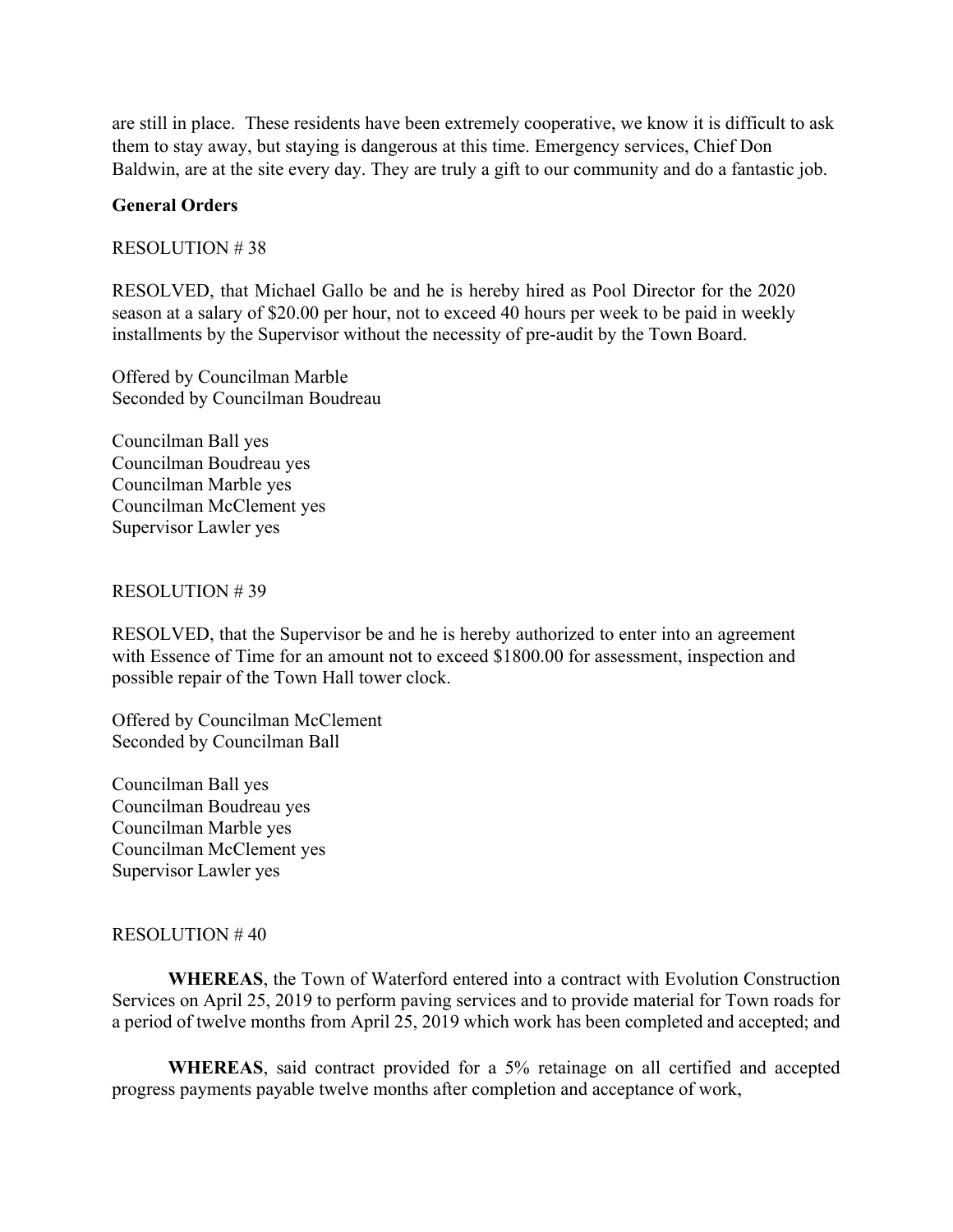are still in place. These residents have been extremely cooperative, we know it is difficult to ask them to stay away, but staying is dangerous at this time. Emergency services, Chief Don Baldwin, are at the site every day. They are truly a gift to our community and do a fantastic job.

**General Orders**

RESOLUTION # 38

RESOLVED, that Michael Gallo be and he is hereby hired as Pool Director for the 2020 season at a salary of $20.00 per hour, not to exceed 40 hours per week to be paid in weekly installments by the Supervisor without the necessity of pre-audit by the Town Board.

Offered by Councilman Marble
Seconded by Councilman Boudreau

Councilman Ball yes
Councilman Boudreau yes
Councilman Marble yes
Councilman McClement yes
Supervisor Lawler yes

RESOLUTION # 39

RESOLVED, that the Supervisor be and he is hereby authorized to enter into an agreement with Essence of Time for an amount not to exceed $1800.00 for assessment, inspection and possible repair of the Town Hall tower clock.

Offered by Councilman McClement
Seconded by Councilman Ball

Councilman Ball yes
Councilman Boudreau yes
Councilman Marble yes
Councilman McClement yes
Supervisor Lawler yes

RESOLUTION # 40

**WHEREAS**, the Town of Waterford entered into a contract with Evolution Construction Services on April 25, 2019 to perform paving services and to provide material for Town roads for a period of twelve months from April 25, 2019 which work has been completed and accepted; and

**WHEREAS**, said contract provided for a 5% retainage on all certified and accepted progress payments payable twelve months after completion and acceptance of work,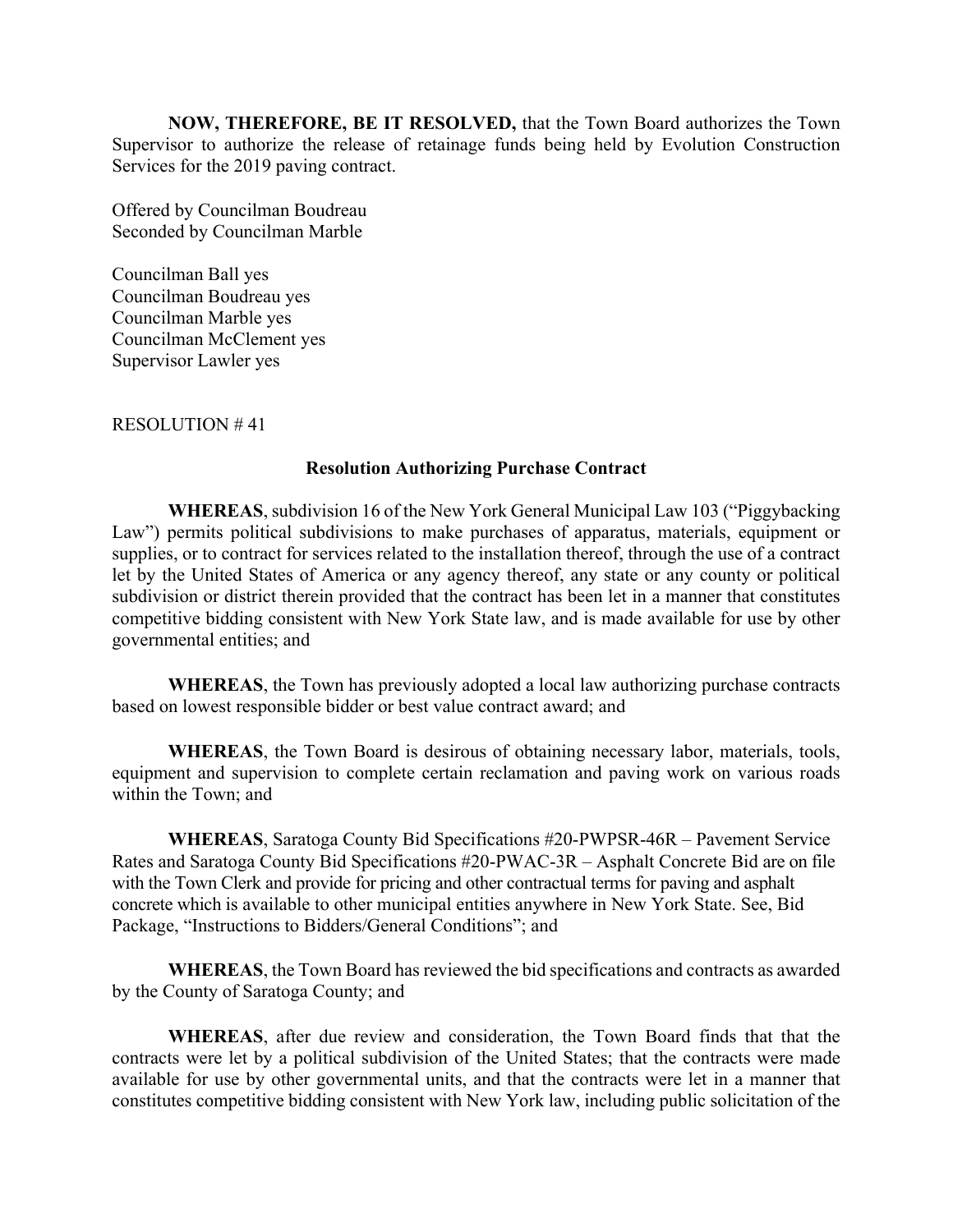**NOW, THEREFORE, BE IT RESOLVED,** that the Town Board authorizes the Town Supervisor to authorize the release of retainage funds being held by Evolution Construction Services for the 2019 paving contract.

Offered by Councilman Boudreau
Seconded by Councilman Marble

Councilman Ball yes
Councilman Boudreau yes
Councilman Marble yes
Councilman McClement yes
Supervisor Lawler yes

RESOLUTION # 41

**Resolution Authorizing Purchase Contract**

**WHEREAS**, subdivision 16 of the New York General Municipal Law 103 ("Piggybacking Law") permits political subdivisions to make purchases of apparatus, materials, equipment or supplies, or to contract for services related to the installation thereof, through the use of a contract let by the United States of America or any agency thereof, any state or any county or political subdivision or district therein provided that the contract has been let in a manner that constitutes competitive bidding consistent with New York State law, and is made available for use by other governmental entities; and

**WHEREAS**, the Town has previously adopted a local law authorizing purchase contracts based on lowest responsible bidder or best value contract award; and

**WHEREAS**, the Town Board is desirous of obtaining necessary labor, materials, tools, equipment and supervision to complete certain reclamation and paving work on various roads within the Town; and

**WHEREAS**, Saratoga County Bid Specifications #20-PWPSR-46R – Pavement Service Rates and Saratoga County Bid Specifications #20-PWAC-3R – Asphalt Concrete Bid are on file with the Town Clerk and provide for pricing and other contractual terms for paving and asphalt concrete which is available to other municipal entities anywhere in New York State. See, Bid Package, "Instructions to Bidders/General Conditions"; and

**WHEREAS**, the Town Board has reviewed the bid specifications and contracts as awarded by the County of Saratoga County; and

**WHEREAS**, after due review and consideration, the Town Board finds that that the contracts were let by a political subdivision of the United States; that the contracts were made available for use by other governmental units, and that the contracts were let in a manner that constitutes competitive bidding consistent with New York law, including public solicitation of the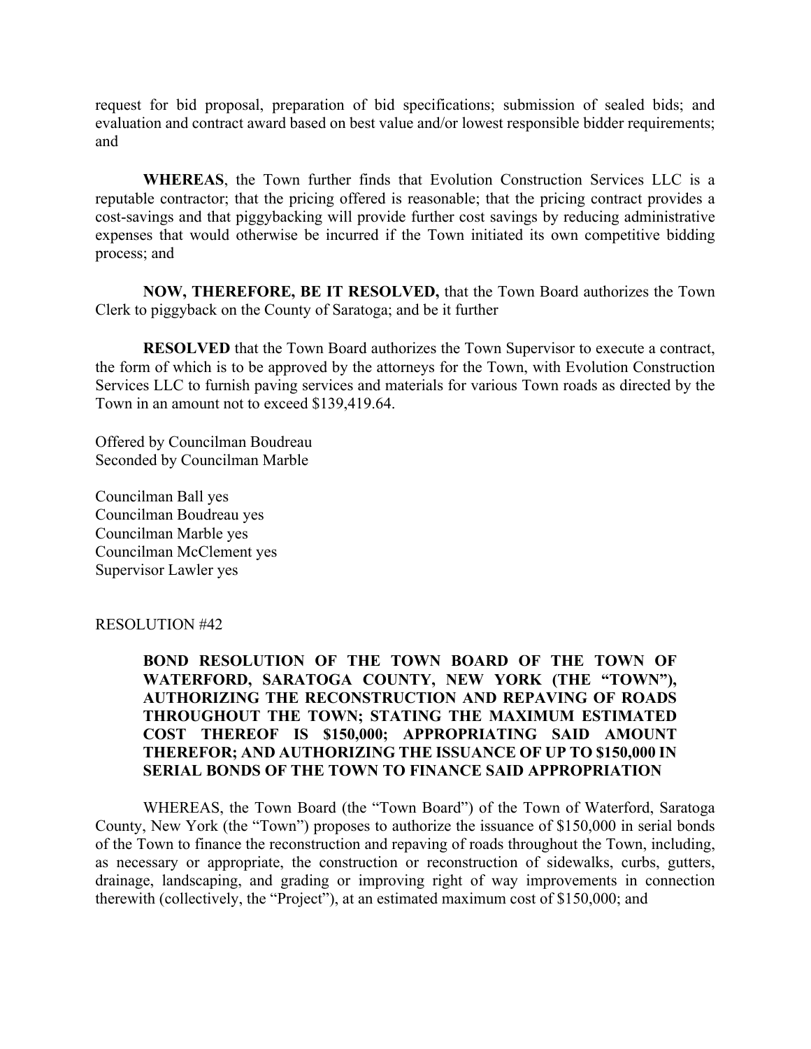request for bid proposal, preparation of bid specifications; submission of sealed bids; and evaluation and contract award based on best value and/or lowest responsible bidder requirements; and

**WHEREAS**, the Town further finds that Evolution Construction Services LLC is a reputable contractor; that the pricing offered is reasonable; that the pricing contract provides a cost-savings and that piggybacking will provide further cost savings by reducing administrative expenses that would otherwise be incurred if the Town initiated its own competitive bidding process; and

**NOW, THEREFORE, BE IT RESOLVED,** that the Town Board authorizes the Town Clerk to piggyback on the County of Saratoga; and be it further

**RESOLVED** that the Town Board authorizes the Town Supervisor to execute a contract, the form of which is to be approved by the attorneys for the Town, with Evolution Construction Services LLC to furnish paving services and materials for various Town roads as directed by the Town in an amount not to exceed $139,419.64.

Offered by Councilman Boudreau
Seconded by Councilman Marble

Councilman Ball yes
Councilman Boudreau yes
Councilman Marble yes
Councilman McClement yes
Supervisor Lawler yes

RESOLUTION #42

**BOND RESOLUTION OF THE TOWN BOARD OF THE TOWN OF WATERFORD, SARATOGA COUNTY, NEW YORK (THE "TOWN"), AUTHORIZING THE RECONSTRUCTION AND REPAVING OF ROADS THROUGHOUT THE TOWN; STATING THE MAXIMUM ESTIMATED COST THEREOF IS $150,000; APPROPRIATING SAID AMOUNT THEREFOR; AND AUTHORIZING THE ISSUANCE OF UP TO $150,000 IN SERIAL BONDS OF THE TOWN TO FINANCE SAID APPROPRIATION**

WHEREAS, the Town Board (the "Town Board") of the Town of Waterford, Saratoga County, New York (the "Town") proposes to authorize the issuance of $150,000 in serial bonds of the Town to finance the reconstruction and repaving of roads throughout the Town, including, as necessary or appropriate, the construction or reconstruction of sidewalks, curbs, gutters, drainage, landscaping, and grading or improving right of way improvements in connection therewith (collectively, the "Project"), at an estimated maximum cost of $150,000; and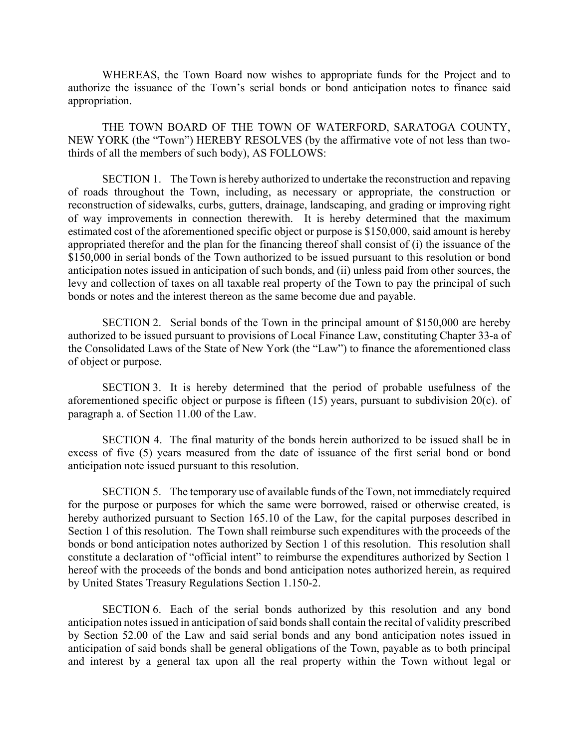WHEREAS, the Town Board now wishes to appropriate funds for the Project and to authorize the issuance of the Town's serial bonds or bond anticipation notes to finance said appropriation.

THE TOWN BOARD OF THE TOWN OF WATERFORD, SARATOGA COUNTY, NEW YORK (the "Town") HEREBY RESOLVES (by the affirmative vote of not less than two-thirds of all the members of such body), AS FOLLOWS:

SECTION 1. The Town is hereby authorized to undertake the reconstruction and repaving of roads throughout the Town, including, as necessary or appropriate, the construction or reconstruction of sidewalks, curbs, gutters, drainage, landscaping, and grading or improving right of way improvements in connection therewith. It is hereby determined that the maximum estimated cost of the aforementioned specific object or purpose is $150,000, said amount is hereby appropriated therefor and the plan for the financing thereof shall consist of (i) the issuance of the $150,000 in serial bonds of the Town authorized to be issued pursuant to this resolution or bond anticipation notes issued in anticipation of such bonds, and (ii) unless paid from other sources, the levy and collection of taxes on all taxable real property of the Town to pay the principal of such bonds or notes and the interest thereon as the same become due and payable.

SECTION 2. Serial bonds of the Town in the principal amount of $150,000 are hereby authorized to be issued pursuant to provisions of Local Finance Law, constituting Chapter 33-a of the Consolidated Laws of the State of New York (the "Law") to finance the aforementioned class of object or purpose.

SECTION 3. It is hereby determined that the period of probable usefulness of the aforementioned specific object or purpose is fifteen (15) years, pursuant to subdivision 20(c). of paragraph a. of Section 11.00 of the Law.

SECTION 4. The final maturity of the bonds herein authorized to be issued shall be in excess of five (5) years measured from the date of issuance of the first serial bond or bond anticipation note issued pursuant to this resolution.

SECTION 5. The temporary use of available funds of the Town, not immediately required for the purpose or purposes for which the same were borrowed, raised or otherwise created, is hereby authorized pursuant to Section 165.10 of the Law, for the capital purposes described in Section 1 of this resolution. The Town shall reimburse such expenditures with the proceeds of the bonds or bond anticipation notes authorized by Section 1 of this resolution. This resolution shall constitute a declaration of "official intent" to reimburse the expenditures authorized by Section 1 hereof with the proceeds of the bonds and bond anticipation notes authorized herein, as required by United States Treasury Regulations Section 1.150-2.

SECTION 6. Each of the serial bonds authorized by this resolution and any bond anticipation notes issued in anticipation of said bonds shall contain the recital of validity prescribed by Section 52.00 of the Law and said serial bonds and any bond anticipation notes issued in anticipation of said bonds shall be general obligations of the Town, payable as to both principal and interest by a general tax upon all the real property within the Town without legal or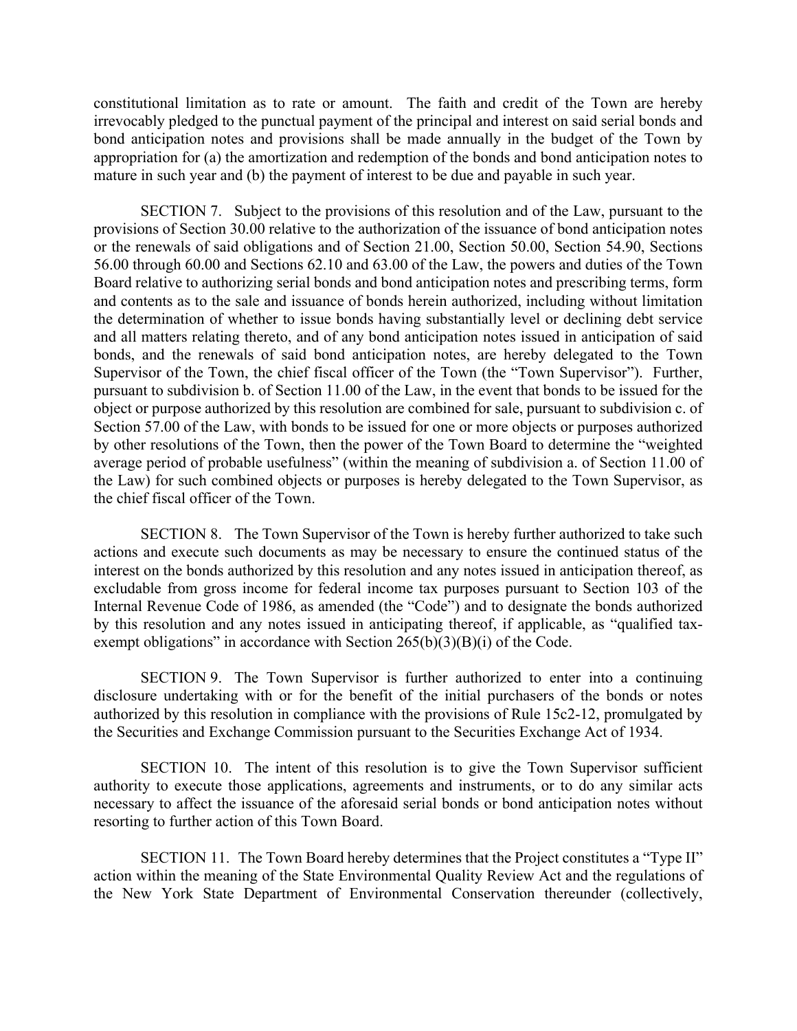constitutional limitation as to rate or amount. The faith and credit of the Town are hereby irrevocably pledged to the punctual payment of the principal and interest on said serial bonds and bond anticipation notes and provisions shall be made annually in the budget of the Town by appropriation for (a) the amortization and redemption of the bonds and bond anticipation notes to mature in such year and (b) the payment of interest to be due and payable in such year.

SECTION 7. Subject to the provisions of this resolution and of the Law, pursuant to the provisions of Section 30.00 relative to the authorization of the issuance of bond anticipation notes or the renewals of said obligations and of Section 21.00, Section 50.00, Section 54.90, Sections 56.00 through 60.00 and Sections 62.10 and 63.00 of the Law, the powers and duties of the Town Board relative to authorizing serial bonds and bond anticipation notes and prescribing terms, form and contents as to the sale and issuance of bonds herein authorized, including without limitation the determination of whether to issue bonds having substantially level or declining debt service and all matters relating thereto, and of any bond anticipation notes issued in anticipation of said bonds, and the renewals of said bond anticipation notes, are hereby delegated to the Town Supervisor of the Town, the chief fiscal officer of the Town (the "Town Supervisor"). Further, pursuant to subdivision b. of Section 11.00 of the Law, in the event that bonds to be issued for the object or purpose authorized by this resolution are combined for sale, pursuant to subdivision c. of Section 57.00 of the Law, with bonds to be issued for one or more objects or purposes authorized by other resolutions of the Town, then the power of the Town Board to determine the "weighted average period of probable usefulness" (within the meaning of subdivision a. of Section 11.00 of the Law) for such combined objects or purposes is hereby delegated to the Town Supervisor, as the chief fiscal officer of the Town.

SECTION 8. The Town Supervisor of the Town is hereby further authorized to take such actions and execute such documents as may be necessary to ensure the continued status of the interest on the bonds authorized by this resolution and any notes issued in anticipation thereof, as excludable from gross income for federal income tax purposes pursuant to Section 103 of the Internal Revenue Code of 1986, as amended (the "Code") and to designate the bonds authorized by this resolution and any notes issued in anticipating thereof, if applicable, as "qualified tax-exempt obligations" in accordance with Section 265(b)(3)(B)(i) of the Code.

SECTION 9. The Town Supervisor is further authorized to enter into a continuing disclosure undertaking with or for the benefit of the initial purchasers of the bonds or notes authorized by this resolution in compliance with the provisions of Rule 15c2-12, promulgated by the Securities and Exchange Commission pursuant to the Securities Exchange Act of 1934.

SECTION 10. The intent of this resolution is to give the Town Supervisor sufficient authority to execute those applications, agreements and instruments, or to do any similar acts necessary to affect the issuance of the aforesaid serial bonds or bond anticipation notes without resorting to further action of this Town Board.

SECTION 11. The Town Board hereby determines that the Project constitutes a "Type II" action within the meaning of the State Environmental Quality Review Act and the regulations of the New York State Department of Environmental Conservation thereunder (collectively,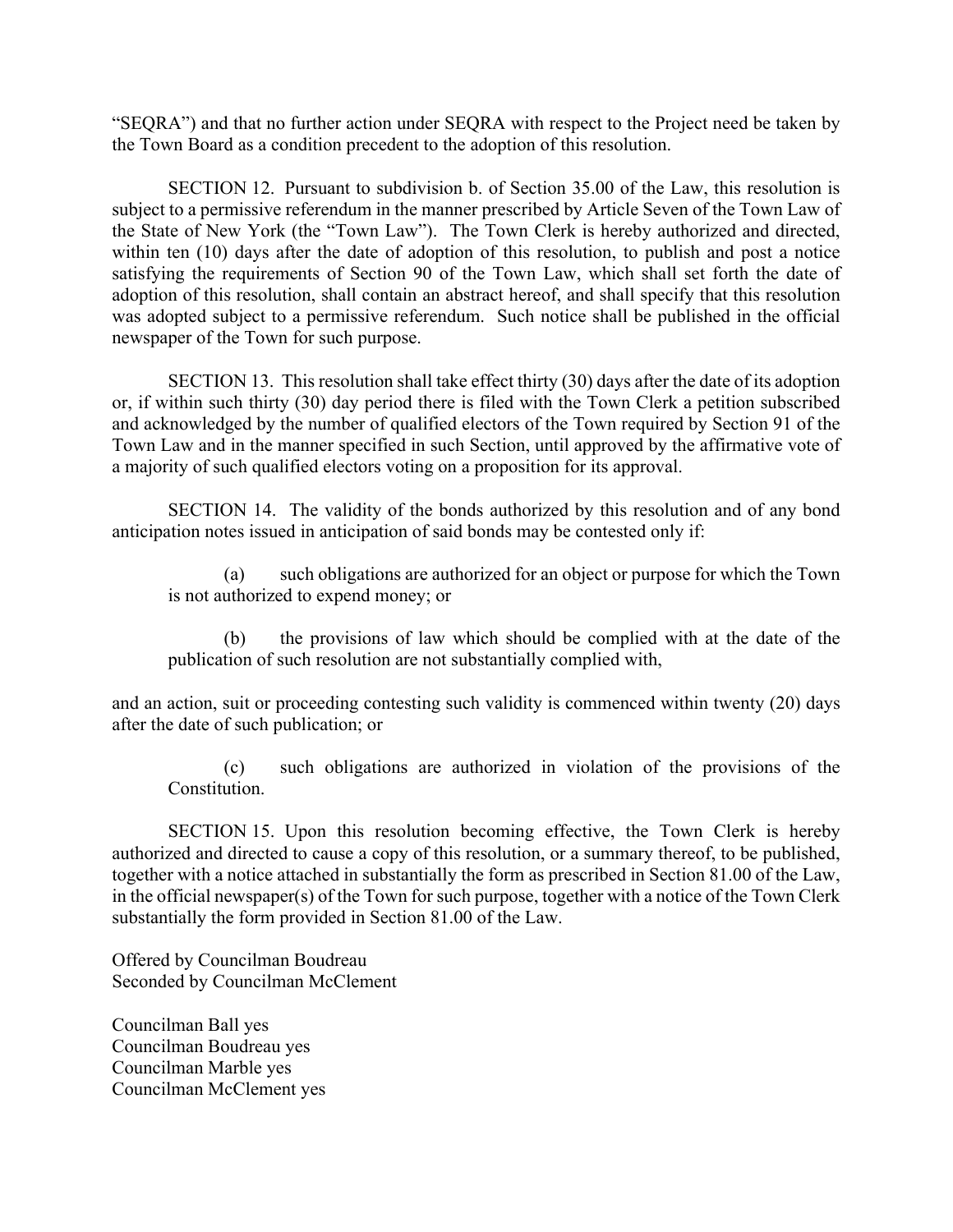"SEQRA") and that no further action under SEQRA with respect to the Project need be taken by the Town Board as a condition precedent to the adoption of this resolution.

SECTION 12. Pursuant to subdivision b. of Section 35.00 of the Law, this resolution is subject to a permissive referendum in the manner prescribed by Article Seven of the Town Law of the State of New York (the "Town Law"). The Town Clerk is hereby authorized and directed, within ten (10) days after the date of adoption of this resolution, to publish and post a notice satisfying the requirements of Section 90 of the Town Law, which shall set forth the date of adoption of this resolution, shall contain an abstract hereof, and shall specify that this resolution was adopted subject to a permissive referendum. Such notice shall be published in the official newspaper of the Town for such purpose.

SECTION 13. This resolution shall take effect thirty (30) days after the date of its adoption or, if within such thirty (30) day period there is filed with the Town Clerk a petition subscribed and acknowledged by the number of qualified electors of the Town required by Section 91 of the Town Law and in the manner specified in such Section, until approved by the affirmative vote of a majority of such qualified electors voting on a proposition for its approval.

SECTION 14. The validity of the bonds authorized by this resolution and of any bond anticipation notes issued in anticipation of said bonds may be contested only if:

(a) such obligations are authorized for an object or purpose for which the Town is not authorized to expend money; or

(b) the provisions of law which should be complied with at the date of the publication of such resolution are not substantially complied with,

and an action, suit or proceeding contesting such validity is commenced within twenty (20) days after the date of such publication; or

(c) such obligations are authorized in violation of the provisions of the Constitution.

SECTION 15. Upon this resolution becoming effective, the Town Clerk is hereby authorized and directed to cause a copy of this resolution, or a summary thereof, to be published, together with a notice attached in substantially the form as prescribed in Section 81.00 of the Law, in the official newspaper(s) of the Town for such purpose, together with a notice of the Town Clerk substantially the form provided in Section 81.00 of the Law.

Offered by Councilman Boudreau
Seconded by Councilman McClement

Councilman Ball yes
Councilman Boudreau yes
Councilman Marble yes
Councilman McClement yes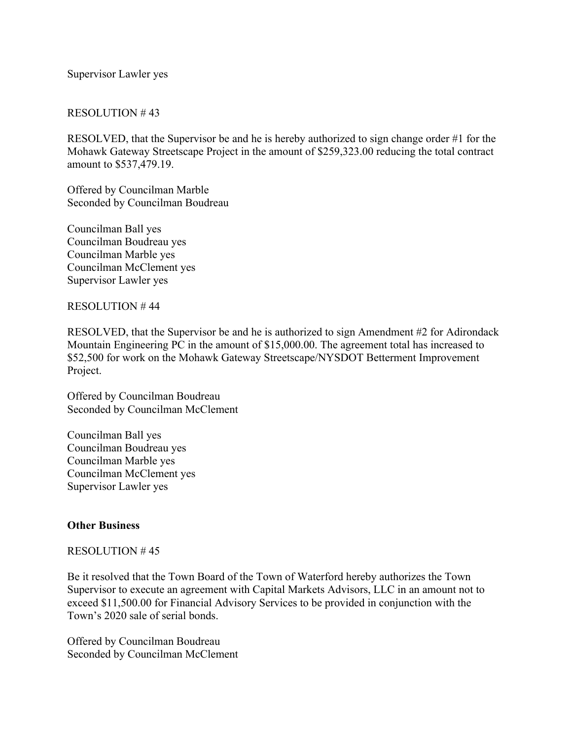Supervisor Lawler yes

RESOLUTION # 43

RESOLVED, that the Supervisor be and he is hereby authorized to sign change order #1 for the Mohawk Gateway Streetscape Project in the amount of $259,323.00 reducing the total contract amount to $537,479.19.

Offered by Councilman Marble
Seconded by Councilman Boudreau

Councilman Ball yes
Councilman Boudreau yes
Councilman Marble yes
Councilman McClement yes
Supervisor Lawler yes

RESOLUTION # 44

RESOLVED, that the Supervisor be and he is authorized to sign Amendment #2 for Adirondack Mountain Engineering PC in the amount of $15,000.00. The agreement total has increased to $52,500 for work on the Mohawk Gateway Streetscape/NYSDOT Betterment Improvement Project.

Offered by Councilman Boudreau
Seconded by Councilman McClement

Councilman Ball yes
Councilman Boudreau yes
Councilman Marble yes
Councilman McClement yes
Supervisor Lawler yes

**Other Business**

RESOLUTION # 45

Be it resolved that the Town Board of the Town of Waterford hereby authorizes the Town Supervisor to execute an agreement with Capital Markets Advisors, LLC in an amount not to exceed $11,500.00 for Financial Advisory Services to be provided in conjunction with the Town's 2020 sale of serial bonds.

Offered by Councilman Boudreau
Seconded by Councilman McClement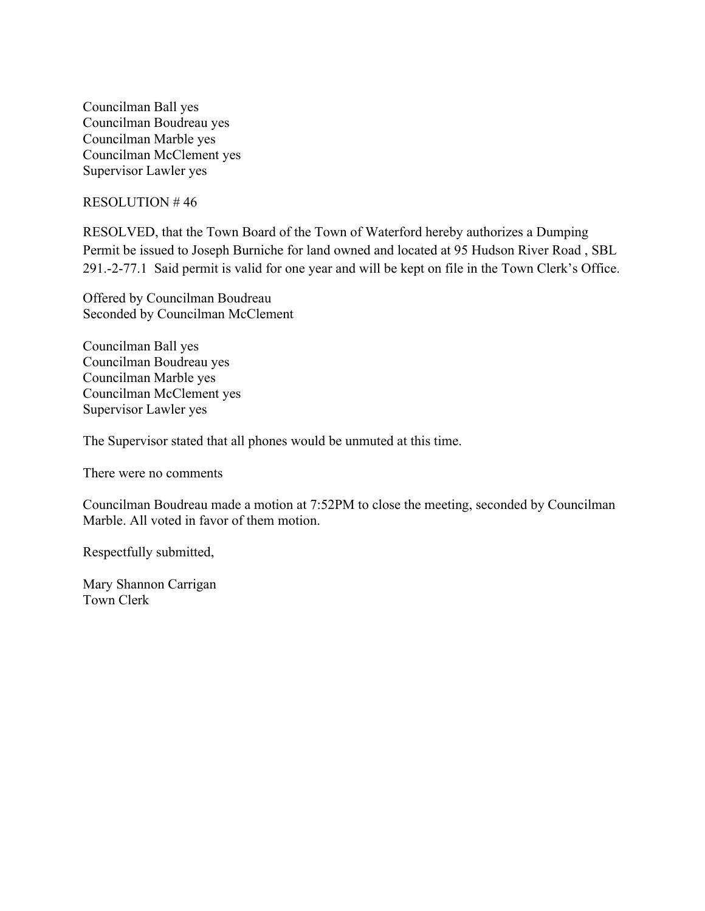Councilman Ball yes
Councilman Boudreau yes
Councilman Marble yes
Councilman McClement yes
Supervisor Lawler yes

RESOLUTION # 46

RESOLVED, that the Town Board of the Town of Waterford hereby authorizes a Dumping Permit be issued to Joseph Burniche for land owned and located at 95 Hudson River Road , SBL 291.-2-77.1 Said permit is valid for one year and will be kept on file in the Town Clerk's Office.

Offered by Councilman Boudreau
Seconded by Councilman McClement

Councilman Ball yes
Councilman Boudreau yes
Councilman Marble yes
Councilman McClement yes
Supervisor Lawler yes

The Supervisor stated that all phones would be unmuted at this time.

There were no comments

Councilman Boudreau made a motion at 7:52PM to close the meeting, seconded by Councilman Marble. All voted in favor of them motion.

Respectfully submitted,

Mary Shannon Carrigan
Town Clerk